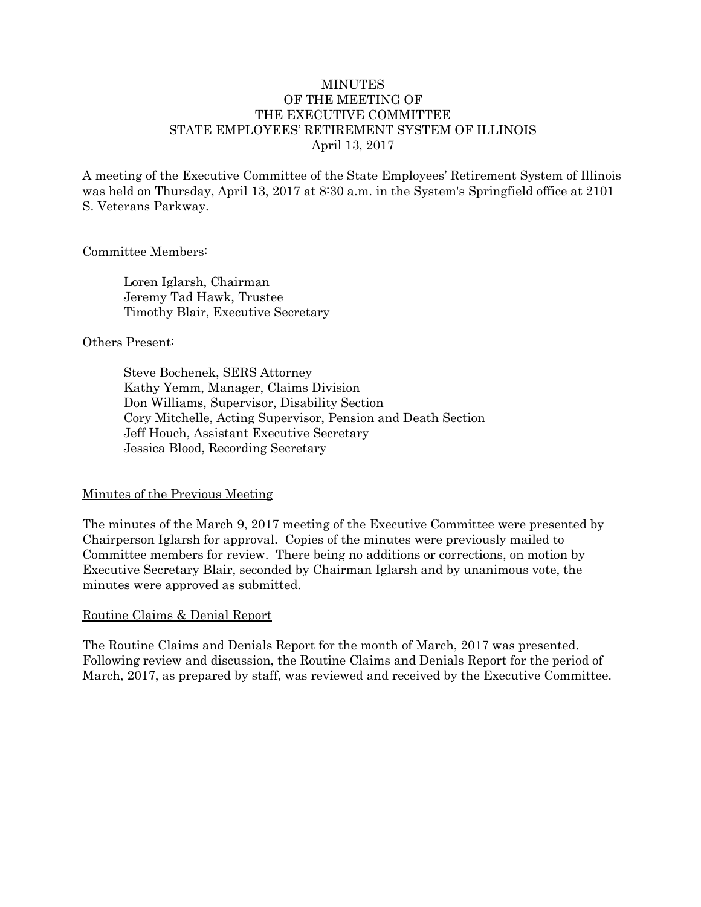# MINUTES
## OF THE MEETING OF
## THE EXECUTIVE COMMITTEE
## STATE EMPLOYEES' RETIREMENT SYSTEM OF ILLINOIS
April 13, 2017

A meeting of the Executive Committee of the State Employees' Retirement System of Illinois was held on Thursday, April 13, 2017 at 8:30 a.m. in the System's Springfield office at 2101 S. Veterans Parkway.

Committee Members:

> Loren Iglarsh, Chairman
> Jeremy Tad Hawk, Trustee
> Timothy Blair, Executive Secretary

Others Present:

> Steve Bochenek, SERS Attorney
> Kathy Yemm, Manager, Claims Division
> Don Williams, Supervisor, Disability Section
> Cory Mitchelle, Acting Supervisor, Pension and Death Section
> Jeff Houch, Assistant Executive Secretary
> Jessica Blood, Recording Secretary

<u>Minutes of the Previous Meeting</u>

The minutes of the March 9, 2017 meeting of the Executive Committee were presented by Chairperson Iglarsh for approval. Copies of the minutes were previously mailed to Committee members for review. There being no additions or corrections, on motion by Executive Secretary Blair, seconded by Chairman Iglarsh and by unanimous vote, the minutes were approved as submitted.

<u>Routine Claims & Denial Report</u>

The Routine Claims and Denials Report for the month of March, 2017 was presented. Following review and discussion, the Routine Claims and Denials Report for the period of March, 2017, as prepared by staff, was reviewed and received by the Executive Committee.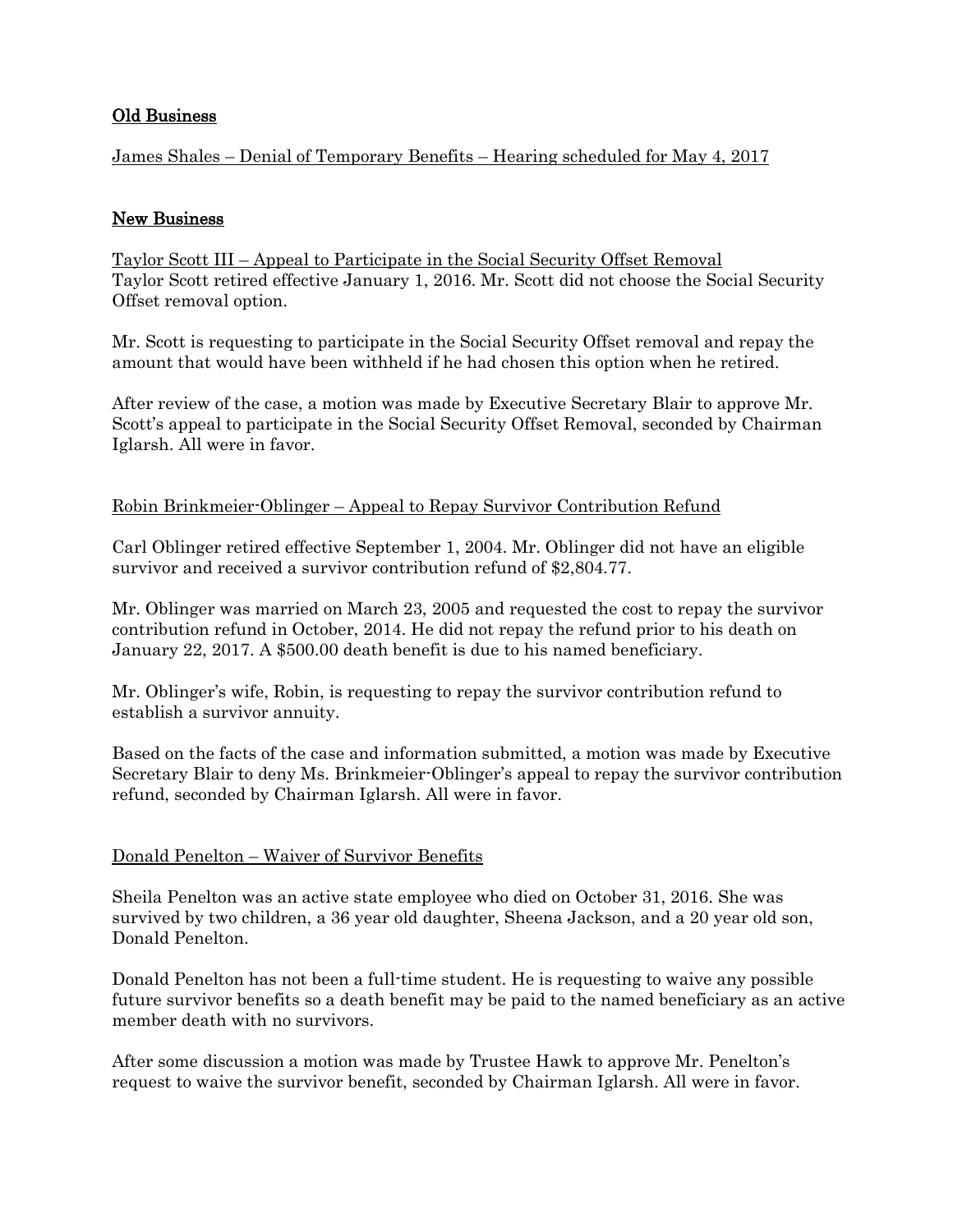## Old Business

James Shales – Denial of Temporary Benefits – Hearing scheduled for May 4, 2017

## New Business

Taylor Scott III – Appeal to Participate in the Social Security Offset Removal

Taylor Scott retired effective January 1, 2016. Mr. Scott did not choose the Social Security Offset removal option.

Mr. Scott is requesting to participate in the Social Security Offset removal and repay the amount that would have been withheld if he had chosen this option when he retired.

After review of the case, a motion was made by Executive Secretary Blair to approve Mr. Scott's appeal to participate in the Social Security Offset Removal, seconded by Chairman Iglarsh. All were in favor.

Robin Brinkmeier-Oblinger – Appeal to Repay Survivor Contribution Refund

Carl Oblinger retired effective September 1, 2004. Mr. Oblinger did not have an eligible survivor and received a survivor contribution refund of $2,804.77.

Mr. Oblinger was married on March 23, 2005 and requested the cost to repay the survivor contribution refund in October, 2014. He did not repay the refund prior to his death on January 22, 2017. A $500.00 death benefit is due to his named beneficiary.

Mr. Oblinger's wife, Robin, is requesting to repay the survivor contribution refund to establish a survivor annuity.

Based on the facts of the case and information submitted, a motion was made by Executive Secretary Blair to deny Ms. Brinkmeier-Oblinger's appeal to repay the survivor contribution refund, seconded by Chairman Iglarsh. All were in favor.

Donald Penelton – Waiver of Survivor Benefits

Sheila Penelton was an active state employee who died on October 31, 2016. She was survived by two children, a 36 year old daughter, Sheena Jackson, and a 20 year old son, Donald Penelton.

Donald Penelton has not been a full-time student. He is requesting to waive any possible future survivor benefits so a death benefit may be paid to the named beneficiary as an active member death with no survivors.

After some discussion a motion was made by Trustee Hawk to approve Mr. Penelton's request to waive the survivor benefit, seconded by Chairman Iglarsh. All were in favor.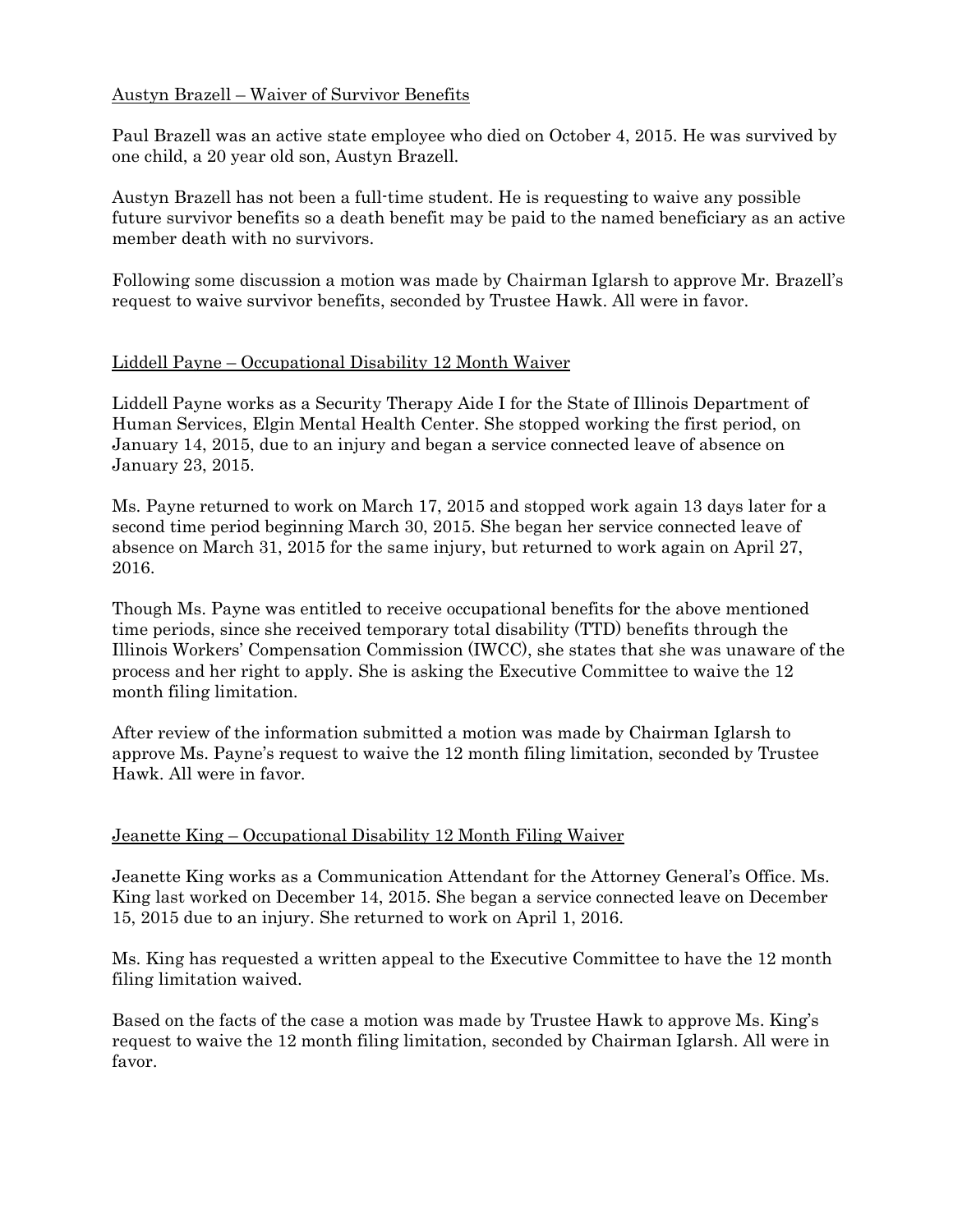<u>Austyn Brazell – Waiver of Survivor Benefits</u>

Paul Brazell was an active state employee who died on October 4, 2015. He was survived by one child, a 20 year old son, Austyn Brazell.

Austyn Brazell has not been a full-time student. He is requesting to waive any possible future survivor benefits so a death benefit may be paid to the named beneficiary as an active member death with no survivors.

Following some discussion a motion was made by Chairman Iglarsh to approve Mr. Brazell's request to waive survivor benefits, seconded by Trustee Hawk. All were in favor.

<u>Liddell Payne – Occupational Disability 12 Month Waiver</u>

Liddell Payne works as a Security Therapy Aide I for the State of Illinois Department of Human Services, Elgin Mental Health Center. She stopped working the first period, on January 14, 2015, due to an injury and began a service connected leave of absence on January 23, 2015.

Ms. Payne returned to work on March 17, 2015 and stopped work again 13 days later for a second time period beginning March 30, 2015. She began her service connected leave of absence on March 31, 2015 for the same injury, but returned to work again on April 27, 2016.

Though Ms. Payne was entitled to receive occupational benefits for the above mentioned time periods, since she received temporary total disability (TTD) benefits through the Illinois Workers' Compensation Commission (IWCC), she states that she was unaware of the process and her right to apply. She is asking the Executive Committee to waive the 12 month filing limitation.

After review of the information submitted a motion was made by Chairman Iglarsh to approve Ms. Payne's request to waive the 12 month filing limitation, seconded by Trustee Hawk. All were in favor.

<u>Jeanette King – Occupational Disability 12 Month Filing Waiver</u>

Jeanette King works as a Communication Attendant for the Attorney General's Office. Ms. King last worked on December 14, 2015. She began a service connected leave on December 15, 2015 due to an injury. She returned to work on April 1, 2016.

Ms. King has requested a written appeal to the Executive Committee to have the 12 month filing limitation waived.

Based on the facts of the case a motion was made by Trustee Hawk to approve Ms. King's request to waive the 12 month filing limitation, seconded by Chairman Iglarsh. All were in favor.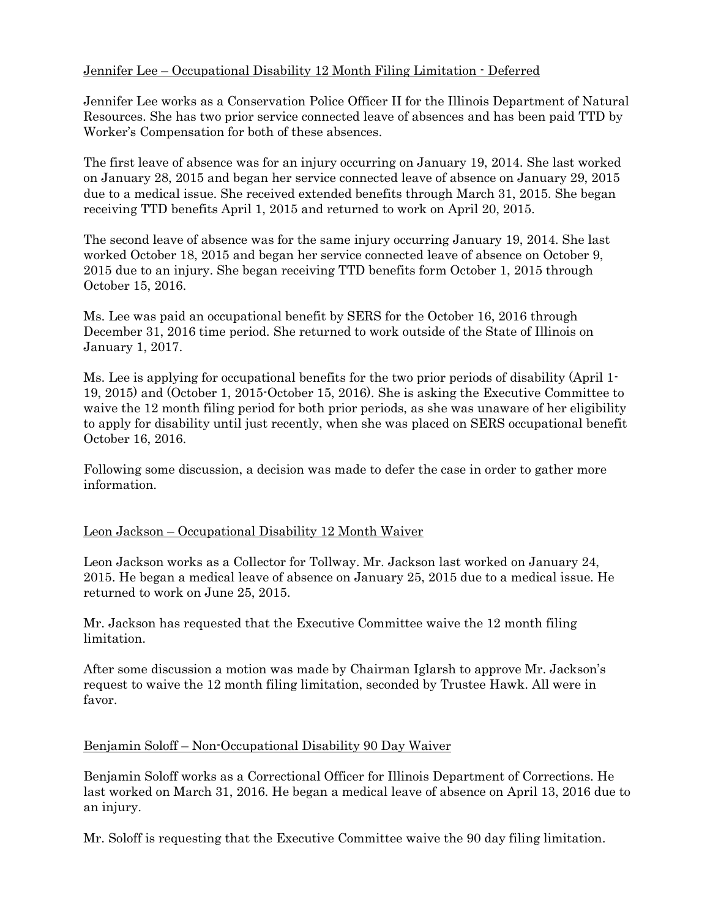Jennifer Lee – Occupational Disability 12 Month Filing Limitation - Deferred

Jennifer Lee works as a Conservation Police Officer II for the Illinois Department of Natural Resources. She has two prior service connected leave of absences and has been paid TTD by Worker's Compensation for both of these absences.

The first leave of absence was for an injury occurring on January 19, 2014. She last worked on January 28, 2015 and began her service connected leave of absence on January 29, 2015 due to a medical issue. She received extended benefits through March 31, 2015. She began receiving TTD benefits April 1, 2015 and returned to work on April 20, 2015.

The second leave of absence was for the same injury occurring January 19, 2014. She last worked October 18, 2015 and began her service connected leave of absence on October 9, 2015 due to an injury. She began receiving TTD benefits form October 1, 2015 through October 15, 2016.

Ms. Lee was paid an occupational benefit by SERS for the October 16, 2016 through December 31, 2016 time period. She returned to work outside of the State of Illinois on January 1, 2017.

Ms. Lee is applying for occupational benefits for the two prior periods of disability (April 1-19, 2015) and (October 1, 2015-October 15, 2016). She is asking the Executive Committee to waive the 12 month filing period for both prior periods, as she was unaware of her eligibility to apply for disability until just recently, when she was placed on SERS occupational benefit October 16, 2016.

Following some discussion, a decision was made to defer the case in order to gather more information.

Leon Jackson – Occupational Disability 12 Month Waiver

Leon Jackson works as a Collector for Tollway. Mr. Jackson last worked on January 24, 2015. He began a medical leave of absence on January 25, 2015 due to a medical issue. He returned to work on June 25, 2015.

Mr. Jackson has requested that the Executive Committee waive the 12 month filing limitation.

After some discussion a motion was made by Chairman Iglarsh to approve Mr. Jackson's request to waive the 12 month filing limitation, seconded by Trustee Hawk. All were in favor.

Benjamin Soloff – Non-Occupational Disability 90 Day Waiver

Benjamin Soloff works as a Correctional Officer for Illinois Department of Corrections. He last worked on March 31, 2016. He began a medical leave of absence on April 13, 2016 due to an injury.

Mr. Soloff is requesting that the Executive Committee waive the 90 day filing limitation.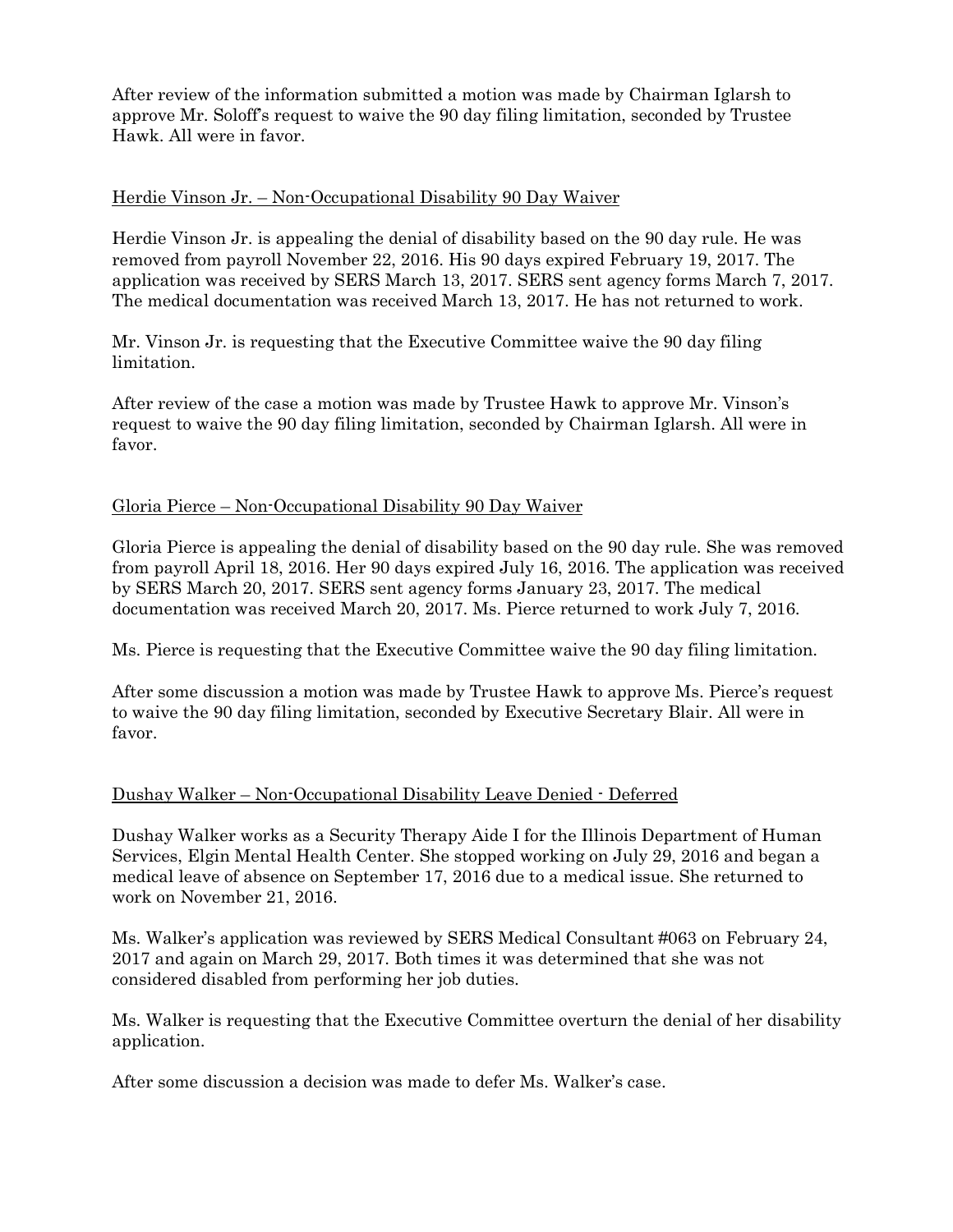After review of the information submitted a motion was made by Chairman Iglarsh to approve Mr. Soloff's request to waive the 90 day filing limitation, seconded by Trustee Hawk. All were in favor.

<u>Herdie Vinson Jr. – Non-Occupational Disability 90 Day Waiver</u>

Herdie Vinson Jr. is appealing the denial of disability based on the 90 day rule. He was removed from payroll November 22, 2016. His 90 days expired February 19, 2017. The application was received by SERS March 13, 2017. SERS sent agency forms March 7, 2017. The medical documentation was received March 13, 2017. He has not returned to work.

Mr. Vinson Jr. is requesting that the Executive Committee waive the 90 day filing limitation.

After review of the case a motion was made by Trustee Hawk to approve Mr. Vinson's request to waive the 90 day filing limitation, seconded by Chairman Iglarsh. All were in favor.

<u>Gloria Pierce – Non-Occupational Disability 90 Day Waiver</u>

Gloria Pierce is appealing the denial of disability based on the 90 day rule. She was removed from payroll April 18, 2016. Her 90 days expired July 16, 2016. The application was received by SERS March 20, 2017. SERS sent agency forms January 23, 2017. The medical documentation was received March 20, 2017. Ms. Pierce returned to work July 7, 2016.

Ms. Pierce is requesting that the Executive Committee waive the 90 day filing limitation.

After some discussion a motion was made by Trustee Hawk to approve Ms. Pierce's request to waive the 90 day filing limitation, seconded by Executive Secretary Blair. All were in favor.

<u>Dushay Walker – Non-Occupational Disability Leave Denied - Deferred</u>

Dushay Walker works as a Security Therapy Aide I for the Illinois Department of Human Services, Elgin Mental Health Center. She stopped working on July 29, 2016 and began a medical leave of absence on September 17, 2016 due to a medical issue. She returned to work on November 21, 2016.

Ms. Walker's application was reviewed by SERS Medical Consultant #063 on February 24, 2017 and again on March 29, 2017. Both times it was determined that she was not considered disabled from performing her job duties.

Ms. Walker is requesting that the Executive Committee overturn the denial of her disability application.

After some discussion a decision was made to defer Ms. Walker's case.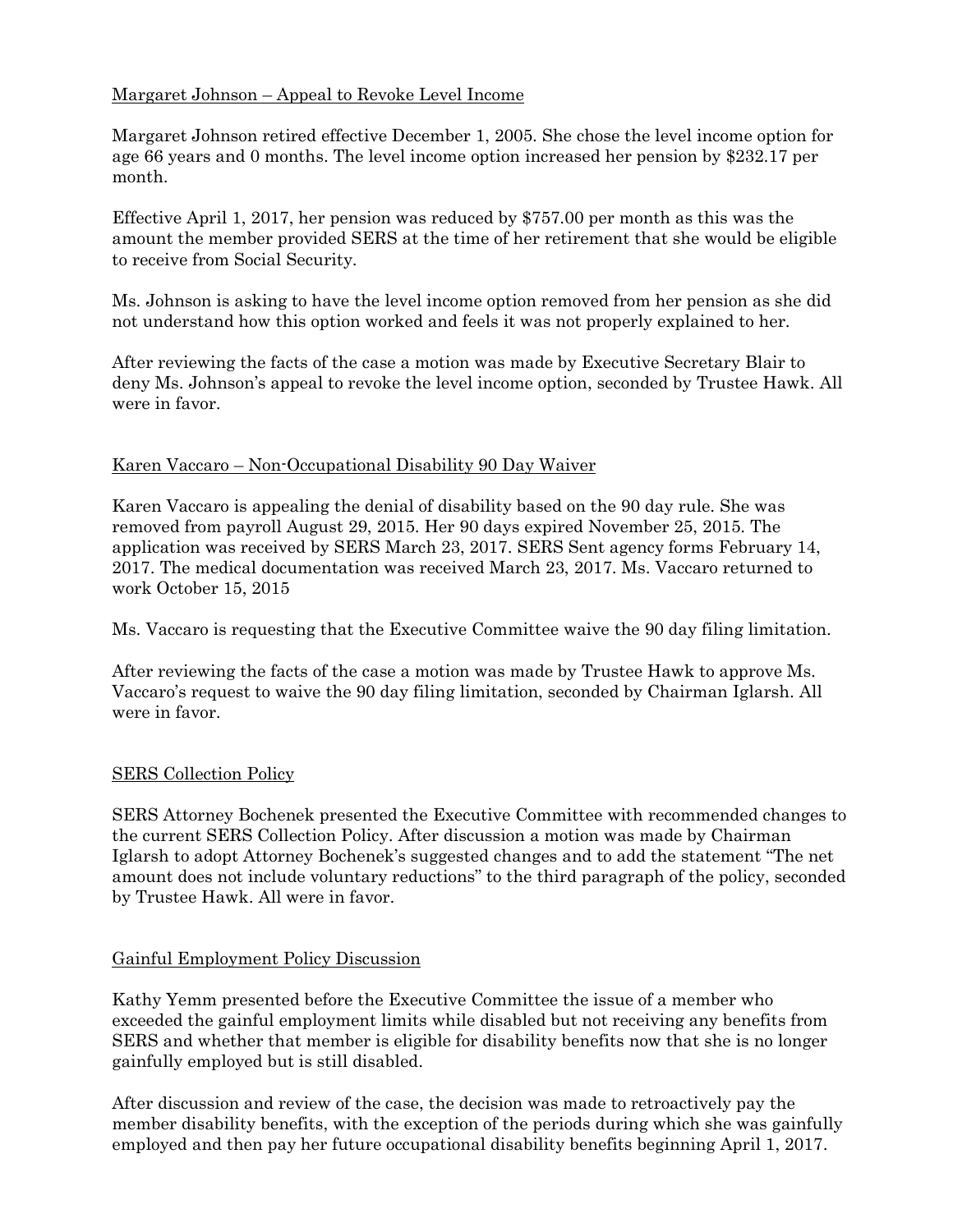Margaret Johnson – Appeal to Revoke Level Income

Margaret Johnson retired effective December 1, 2005. She chose the level income option for age 66 years and 0 months. The level income option increased her pension by $232.17 per month.

Effective April 1, 2017, her pension was reduced by $757.00 per month as this was the amount the member provided SERS at the time of her retirement that she would be eligible to receive from Social Security.

Ms. Johnson is asking to have the level income option removed from her pension as she did not understand how this option worked and feels it was not properly explained to her.

After reviewing the facts of the case a motion was made by Executive Secretary Blair to deny Ms. Johnson's appeal to revoke the level income option, seconded by Trustee Hawk. All were in favor.

Karen Vaccaro – Non-Occupational Disability 90 Day Waiver

Karen Vaccaro is appealing the denial of disability based on the 90 day rule. She was removed from payroll August 29, 2015. Her 90 days expired November 25, 2015. The application was received by SERS March 23, 2017. SERS Sent agency forms February 14, 2017. The medical documentation was received March 23, 2017. Ms. Vaccaro returned to work October 15, 2015

Ms. Vaccaro is requesting that the Executive Committee waive the 90 day filing limitation.

After reviewing the facts of the case a motion was made by Trustee Hawk to approve Ms. Vaccaro's request to waive the 90 day filing limitation, seconded by Chairman Iglarsh. All were in favor.

SERS Collection Policy

SERS Attorney Bochenek presented the Executive Committee with recommended changes to the current SERS Collection Policy. After discussion a motion was made by Chairman Iglarsh to adopt Attorney Bochenek's suggested changes and to add the statement "The net amount does not include voluntary reductions" to the third paragraph of the policy, seconded by Trustee Hawk. All were in favor.

Gainful Employment Policy Discussion

Kathy Yemm presented before the Executive Committee the issue of a member who exceeded the gainful employment limits while disabled but not receiving any benefits from SERS and whether that member is eligible for disability benefits now that she is no longer gainfully employed but is still disabled.

After discussion and review of the case, the decision was made to retroactively pay the member disability benefits, with the exception of the periods during which she was gainfully employed and then pay her future occupational disability benefits beginning April 1, 2017.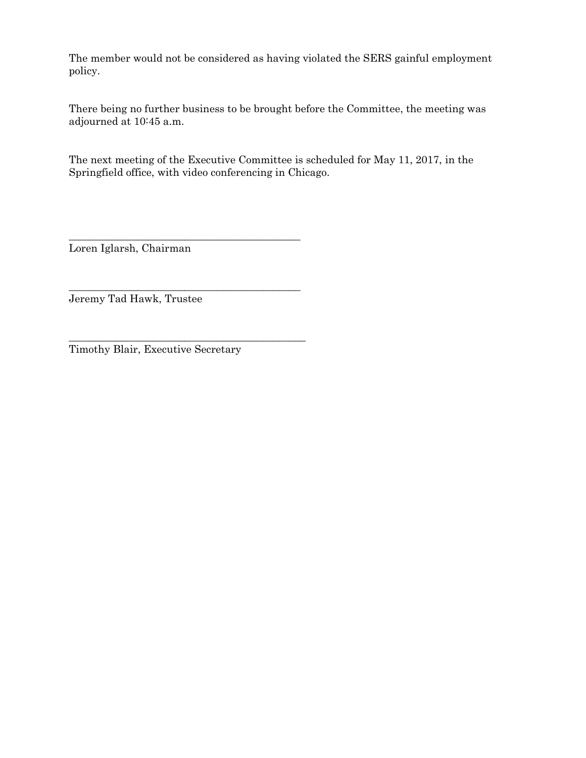The member would not be considered as having violated the SERS gainful employment policy.

There being no further business to be brought before the Committee, the meeting was adjourned at 10:45 a.m.

The next meeting of the Executive Committee is scheduled for May 11, 2017, in the Springfield office, with video conferencing in Chicago.

\_\_\_\_\_\_\_\_\_\_\_\_\_\_\_\_\_\_\_\_\_\_\_\_\_\_\_\_\_\_\_\_\_\_\_\_\_\_\_\_\_\_\_\_

Loren Iglarsh, Chairman

\_\_\_\_\_\_\_\_\_\_\_\_\_\_\_\_\_\_\_\_\_\_\_\_\_\_\_\_\_\_\_\_\_\_\_\_\_\_\_\_\_\_\_\_

Jeremy Tad Hawk, Trustee

\_\_\_\_\_\_\_\_\_\_\_\_\_\_\_\_\_\_\_\_\_\_\_\_\_\_\_\_\_\_\_\_\_\_\_\_\_\_\_\_\_\_\_\_

Timothy Blair, Executive Secretary